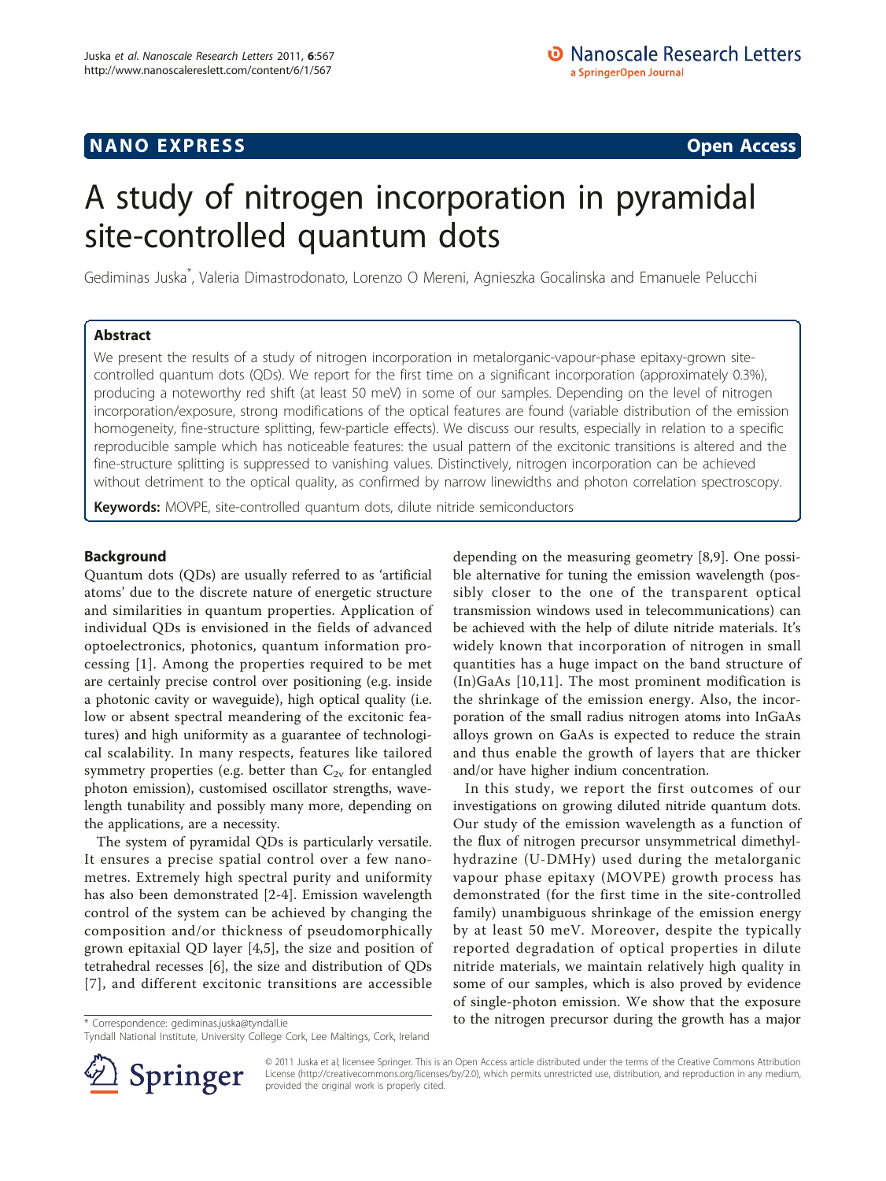NANO EXPRESS **Open Access**

# A study of nitrogen incorporation in pyramidal site-controlled quantum dots

Gediminas Juska*, Valeria Dimastrodonato, Lorenzo O Mereni, Agnieszka Gocalinska and Emanuele Pelucchi

## Abstract

We present the results of a study of nitrogen incorporation in metalorganic-vapour-phase epitaxy-grown site-controlled quantum dots (QDs). We report for the first time on a significant incorporation (approximately 0.3%), producing a noteworthy red shift (at least 50 meV) in some of our samples. Depending on the level of nitrogen incorporation/exposure, strong modifications of the optical features are found (variable distribution of the emission homogeneity, fine-structure splitting, few-particle effects). We discuss our results, especially in relation to a specific reproducible sample which has noticeable features: the usual pattern of the excitonic transitions is altered and the fine-structure splitting is suppressed to vanishing values. Distinctively, nitrogen incorporation can be achieved without detriment to the optical quality, as confirmed by narrow linewidths and photon correlation spectroscopy.

**Keywords:** MOVPE, site-controlled quantum dots, dilute nitride semiconductors

## Background

Quantum dots (QDs) are usually referred to as 'artificial atoms' due to the discrete nature of energetic structure and similarities in quantum properties. Application of individual QDs is envisioned in the fields of advanced optoelectronics, photonics, quantum information processing [1]. Among the properties required to be met are certainly precise control over positioning (e.g. inside a photonic cavity or waveguide), high optical quality (i.e. low or absent spectral meandering of the excitonic features) and high uniformity as a guarantee of technological scalability. In many respects, features like tailored symmetry properties (e.g. better than $C_{2v}$ for entangled photon emission), customised oscillator strengths, wavelength tunability and possibly many more, depending on the applications, are a necessity.

The system of pyramidal QDs is particularly versatile. It ensures a precise spatial control over a few nanometres. Extremely high spectral purity and uniformity has also been demonstrated [2-4]. Emission wavelength control of the system can be achieved by changing the composition and/or thickness of pseudomorphically grown epitaxial QD layer [4,5], the size and position of tetrahedral recesses [6], the size and distribution of QDs [7], and different excitonic transitions are accessible depending on the measuring geometry [8,9]. One possible alternative for tuning the emission wavelength (possibly closer to the one of the transparent optical transmission windows used in telecommunications) can be achieved with the help of dilute nitride materials. It's widely known that incorporation of nitrogen in small quantities has a huge impact on the band structure of (In)GaAs [10,11]. The most prominent modification is the shrinkage of the emission energy. Also, the incorporation of the small radius nitrogen atoms into InGaAs alloys grown on GaAs is expected to reduce the strain and thus enable the growth of layers that are thicker and/or have higher indium concentration.

In this study, we report the first outcomes of our investigations on growing diluted nitride quantum dots. Our study of the emission wavelength as a function of the flux of nitrogen precursor unsymmetrical dimethylhydrazine (U-DMHy) used during the metalorganic vapour phase epitaxy (MOVPE) growth process has demonstrated (for the first time in the site-controlled family) unambiguous shrinkage of the emission energy by at least 50 meV. Moreover, despite the typically reported degradation of optical properties in dilute nitride materials, we maintain relatively high quality in some of our samples, which is also proved by evidence of single-photon emission. We show that the exposure to the nitrogen precursor during the growth has a major

* Correspondence: gediminas.juska@tyndall.ie
Tyndall National Institute, University College Cork, Lee Maltings, Cork, Ireland

© 2011 Juska et al; licensee Springer. This is an Open Access article distributed under the terms of the Creative Commons Attribution License (http://creativecommons.org/licenses/by/2.0), which permits unrestricted use, distribution, and reproduction in any medium, provided the original work is properly cited.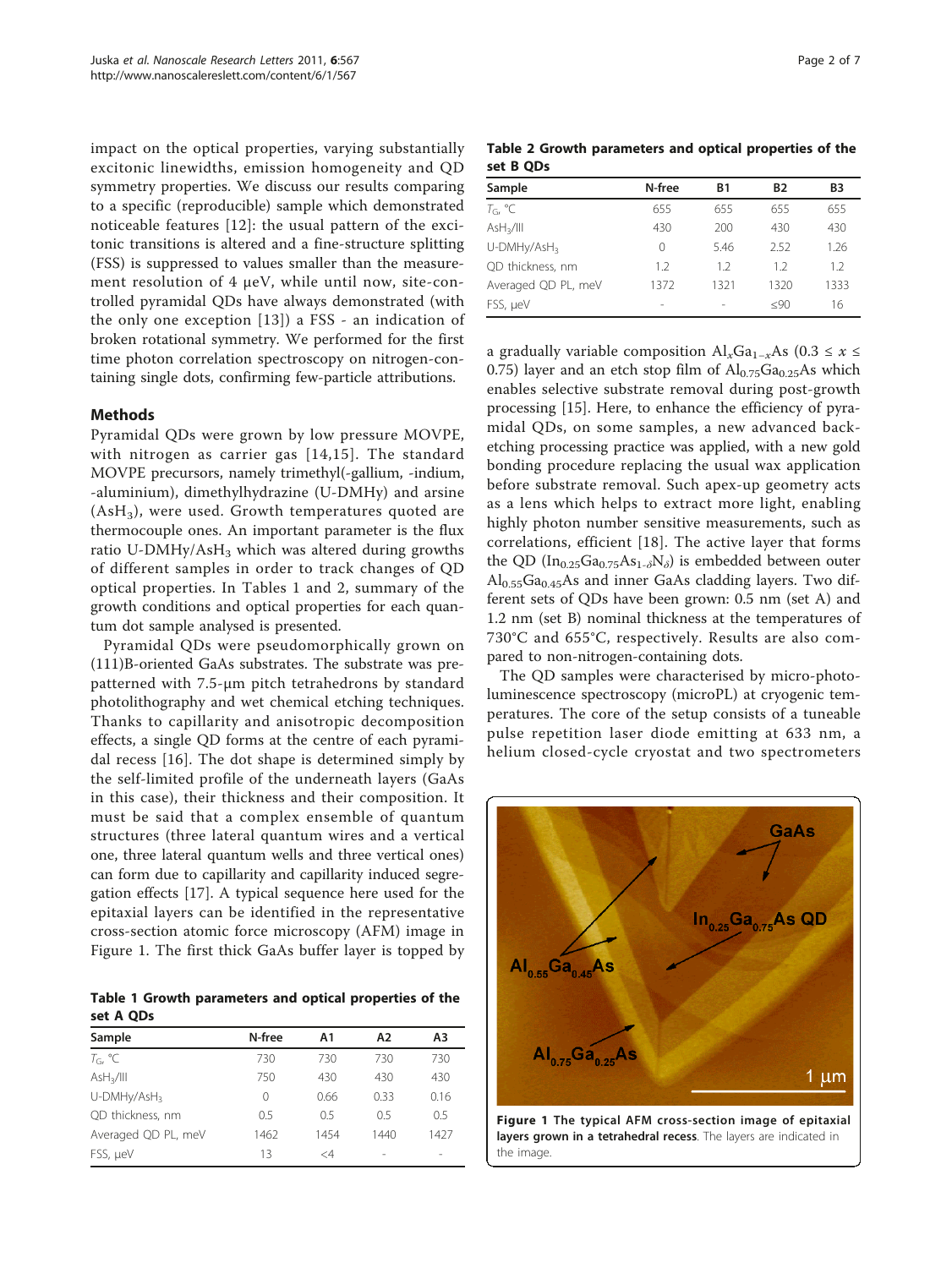impact on the optical properties, varying substantially excitonic linewidths, emission homogeneity and QD symmetry properties. We discuss our results comparing to a specific (reproducible) sample which demonstrated noticeable features [12]: the usual pattern of the excitonic transitions is altered and a fine-structure splitting (FSS) is suppressed to values smaller than the measurement resolution of 4 μeV, while until now, site-controlled pyramidal QDs have always demonstrated (with the only one exception [13]) a FSS - an indication of broken rotational symmetry. We performed for the first time photon correlation spectroscopy on nitrogen-containing single dots, confirming few-particle attributions.

## Methods

Pyramidal QDs were grown by low pressure MOVPE, with nitrogen as carrier gas [14,15]. The standard MOVPE precursors, namely trimethyl(-gallium, -indium, -aluminium), dimethylhydrazine (U-DMHy) and arsine ($AsH_3$), were used. Growth temperatures quoted are thermocouple ones. An important parameter is the flux ratio U-DMHy/$AsH_3$ which was altered during growths of different samples in order to track changes of QD optical properties. In Tables 1 and 2, summary of the growth conditions and optical properties for each quantum dot sample analysed is presented.

Pyramidal QDs were pseudomorphically grown on (111)B-oriented GaAs substrates. The substrate was prepatterned with 7.5-μm pitch tetrahedrons by standard photolithography and wet chemical etching techniques. Thanks to capillarity and anisotropic decomposition effects, a single QD forms at the centre of each pyramidal recess [16]. The dot shape is determined simply by the self-limited profile of the underneath layers (GaAs in this case), their thickness and their composition. It must be said that a complex ensemble of quantum structures (three lateral quantum wires and a vertical one, three lateral quantum wells and three vertical ones) can form due to capillarity and capillarity induced segregation effects [17]. A typical sequence here used for the epitaxial layers can be identified in the representative cross-section atomic force microscopy (AFM) image in Figure 1. The first thick GaAs buffer layer is topped by a gradually variable composition $Al_xGa_{1-x}As$ ($0.3 \le x \le 0.75$) layer and an etch stop film of $Al_{0.75}Ga_{0.25}As$ which enables selective substrate removal during post-growth processing [15]. Here, to enhance the efficiency of pyramidal QDs, on some samples, a new advanced back-etching processing practice was applied, with a new gold bonding procedure replacing the usual wax application before substrate removal. Such apex-up geometry acts as a lens which helps to extract more light, enabling highly photon number sensitive measurements, such as correlations, efficient [18]. The active layer that forms the QD ($In_{0.25}Ga_{0.75}As_{1-\delta}N_\delta$) is embedded between outer $Al_{0.55}Ga_{0.45}As$ and inner GaAs cladding layers. Two different sets of QDs have been grown: 0.5 nm (set A) and 1.2 nm (set B) nominal thickness at the temperatures of 730°C and 655°C, respectively. Results are also compared to non-nitrogen-containing dots.

The QD samples were characterised by micro-photoluminescence spectroscopy (microPL) at cryogenic temperatures. The core of the setup consists of a tuneable pulse repetition laser diode emitting at 633 nm, a helium closed-cycle cryostat and two spectrometers

**Table 1 Growth parameters and optical properties of the set A QDs**

| Sample | N-free | A1 | A2 | A3 |
|---|---|---|---|---|
| $T_G$, °C | 730 | 730 | 730 | 730 |
| $AsH_3$/III | 750 | 430 | 430 | 430 |
| U-DMHy/$AsH_3$ | 0 | 0.66 | 0.33 | 0.16 |
| QD thickness, nm | 0.5 | 0.5 | 0.5 | 0.5 |
| Averaged QD PL, meV | 1462 | 1454 | 1440 | 1427 |
| FSS, μeV | 13 | <4 | - | - |

**Table 2 Growth parameters and optical properties of the set B QDs**

| Sample | N-free | B1 | B2 | B3 |
|---|---|---|---|---|
| $T_G$, °C | 655 | 655 | 655 | 655 |
| $AsH_3$/III | 430 | 200 | 430 | 430 |
| U-DMHy/$AsH_3$ | 0 | 5.46 | 2.52 | 1.26 |
| QD thickness, nm | 1.2 | 1.2 | 1.2 | 1.2 |
| Averaged QD PL, meV | 1372 | 1321 | 1320 | 1333 |
| FSS, μeV | - | - | ≤90 | 16 |

**Figure 1 The typical AFM cross-section image of epitaxial layers grown in a tetrahedral recess**. The layers are indicated in the image.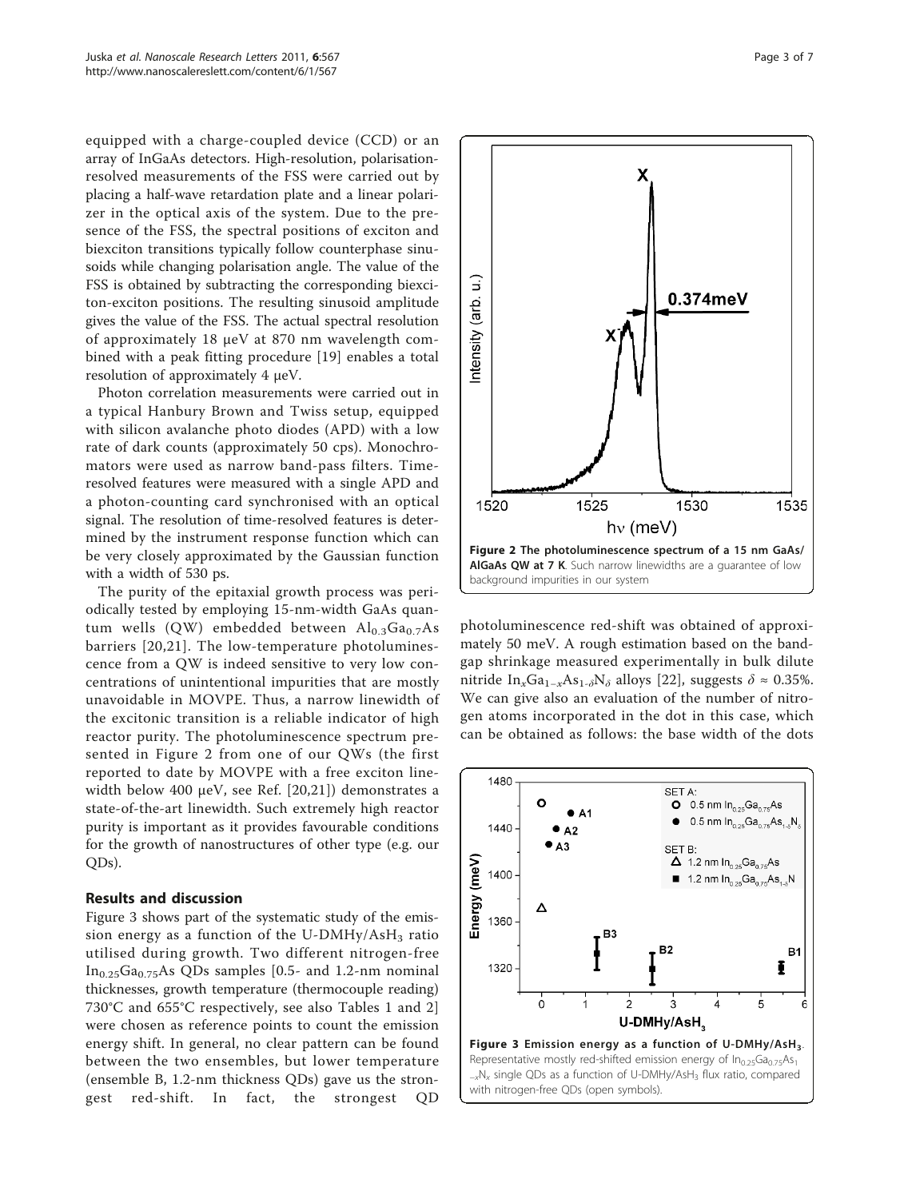equipped with a charge-coupled device (CCD) or an array of InGaAs detectors. High-resolution, polarisation-resolved measurements of the FSS were carried out by placing a half-wave retardation plate and a linear polarizer in the optical axis of the system. Due to the presence of the FSS, the spectral positions of exciton and biexciton transitions typically follow counterphase sinusoids while changing polarisation angle. The value of the FSS is obtained by subtracting the corresponding biexciton-exciton positions. The resulting sinusoid amplitude gives the value of the FSS. The actual spectral resolution of approximately 18 μeV at 870 nm wavelength combined with a peak fitting procedure [19] enables a total resolution of approximately 4 μeV.

Photon correlation measurements were carried out in a typical Hanbury Brown and Twiss setup, equipped with silicon avalanche photo diodes (APD) with a low rate of dark counts (approximately 50 cps). Monochromators were used as narrow band-pass filters. Time-resolved features were measured with a single APD and a photon-counting card synchronised with an optical signal. The resolution of time-resolved features is determined by the instrument response function which can be very closely approximated by the Gaussian function with a width of 530 ps.

The purity of the epitaxial growth process was periodically tested by employing 15-nm-width GaAs quantum wells (QW) embedded between $Al_{0.3}Ga_{0.7}As$ barriers [20,21]. The low-temperature photoluminescence from a QW is indeed sensitive to very low concentrations of unintentional impurities that are mostly unavoidable in MOVPE. Thus, a narrow linewidth of the excitonic transition is a reliable indicator of high reactor purity. The photoluminescence spectrum presented in Figure 2 from one of our QWs (the first reported to date by MOVPE with a free exciton linewidth below 400 μeV, see Ref. [20,21]) demonstrates a state-of-the-art linewidth. Such extremely high reactor purity is important as it provides favourable conditions for the growth of nanostructures of other type (e.g. our QDs).

**Figure 2 The photoluminescence spectrum of a 15 nm GaAs/AlGaAs QW at 7 K**. Such narrow linewidths are a guarantee of low background impurities in our system

## Results and discussion

Figure 3 shows part of the systematic study of the emission energy as a function of the U-DMHy/$AsH_3$ ratio utilised during growth. Two different nitrogen-free $In_{0.25}Ga_{0.75}As$ QDs samples [0.5- and 1.2-nm nominal thicknesses, growth temperature (thermocouple reading) 730°C and 655°C respectively, see also Tables 1 and 2] were chosen as reference points to count the emission energy shift. In general, no clear pattern can be found between the two ensembles, but lower temperature (ensemble B, 1.2-nm thickness QDs) gave us the strongest red-shift. In fact, the strongest QD photoluminescence red-shift was obtained of approximately 50 meV. A rough estimation based on the bandgap shrinkage measured experimentally in bulk dilute nitride $In_xGa_{1-x}As_{1-\delta}N_\delta$ alloys [22], suggests $\delta \approx 0.35\%$. We can give also an evaluation of the number of nitrogen atoms incorporated in the dot in this case, which can be obtained as follows: the base width of the dots

**Figure 3 Emission energy as a function of U-DMHy/$AsH_3$**. Representative mostly red-shifted emission energy of $In_{0.25}Ga_{0.75}As_{1-x}N_x$ single QDs as a function of U-DMHy/$AsH_3$ flux ratio, compared with nitrogen-free QDs (open symbols).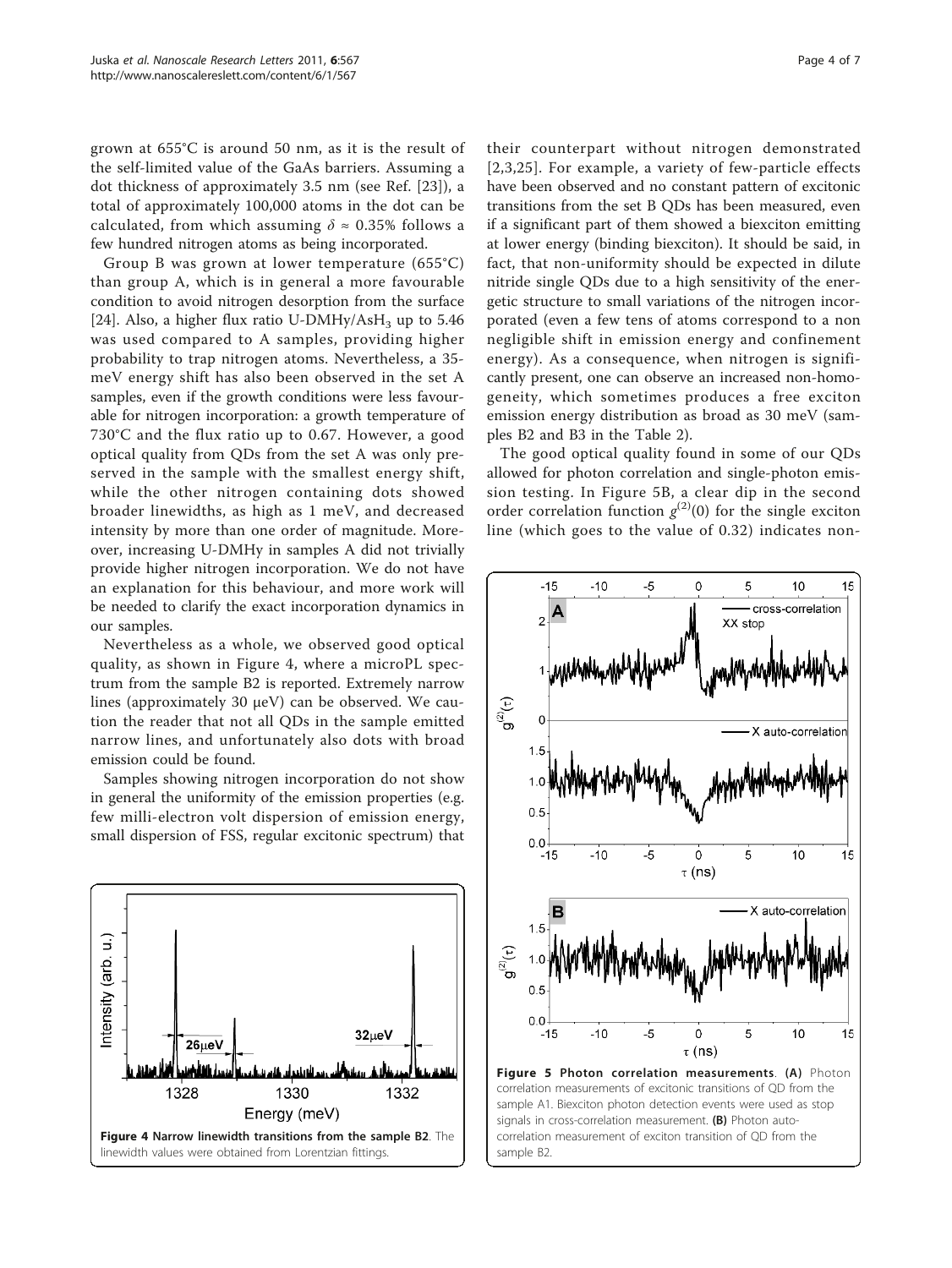grown at 655°C is around 50 nm, as it is the result of the self-limited value of the GaAs barriers. Assuming a dot thickness of approximately 3.5 nm (see Ref. [23]), a total of approximately 100,000 atoms in the dot can be calculated, from which assuming $\delta \approx 0.35\%$ follows a few hundred nitrogen atoms as being incorporated.

Group B was grown at lower temperature (655°C) than group A, which is in general a more favourable condition to avoid nitrogen desorption from the surface [24]. Also, a higher flux ratio U-DMHy/$AsH_3$ up to 5.46 was used compared to A samples, providing higher probability to trap nitrogen atoms. Nevertheless, a 35-meV energy shift has also been observed in the set A samples, even if the growth conditions were less favourable for nitrogen incorporation: a growth temperature of 730°C and the flux ratio up to 0.67. However, a good optical quality from QDs from the set A was only preserved in the sample with the smallest energy shift, while the other nitrogen containing dots showed broader linewidths, as high as 1 meV, and decreased intensity by more than one order of magnitude. Moreover, increasing U-DMHy in samples A did not trivially provide higher nitrogen incorporation. We do not have an explanation for this behaviour, and more work will be needed to clarify the exact incorporation dynamics in our samples.

Nevertheless as a whole, we observed good optical quality, as shown in Figure 4, where a microPL spectrum from the sample B2 is reported. Extremely narrow lines (approximately 30 μeV) can be observed. We caution the reader that not all QDs in the sample emitted narrow lines, and unfortunately also dots with broad emission could be found.

Samples showing nitrogen incorporation do not show in general the uniformity of the emission properties (e.g. few milli-electron volt dispersion of emission energy, small dispersion of FSS, regular excitonic spectrum) that their counterpart without nitrogen demonstrated [2,3,25]. For example, a variety of few-particle effects have been observed and no constant pattern of excitonic transitions from the set B QDs has been measured, even if a significant part of them showed a biexciton emitting at lower energy (binding biexciton). It should be said, in fact, that non-uniformity should be expected in dilute nitride single QDs due to a high sensitivity of the energetic structure to small variations of the nitrogen incorporated (even a few tens of atoms correspond to a non negligible shift in emission energy and confinement energy). As a consequence, when nitrogen is significantly present, one can observe an increased non-homogeneity, which sometimes produces a free exciton emission energy distribution as broad as 30 meV (samples B2 and B3 in the Table 2).

**Figure 4 Narrow linewidth transitions from the sample B2**. The linewidth values were obtained from Lorentzian fittings.

The good optical quality found in some of our QDs allowed for photon correlation and single-photon emission testing. In Figure 5B, a clear dip in the second order correlation function $g^{(2)}(0)$ for the single exciton line (which goes to the value of 0.32) indicates non-

**Figure 5 Photon correlation measurements**. **(A)** Photon correlation measurements of excitonic transitions of QD from the sample A1. Biexciton photon detection events were used as stop signals in cross-correlation measurement. **(B)** Photon auto-correlation measurement of exciton transition of QD from the sample B2.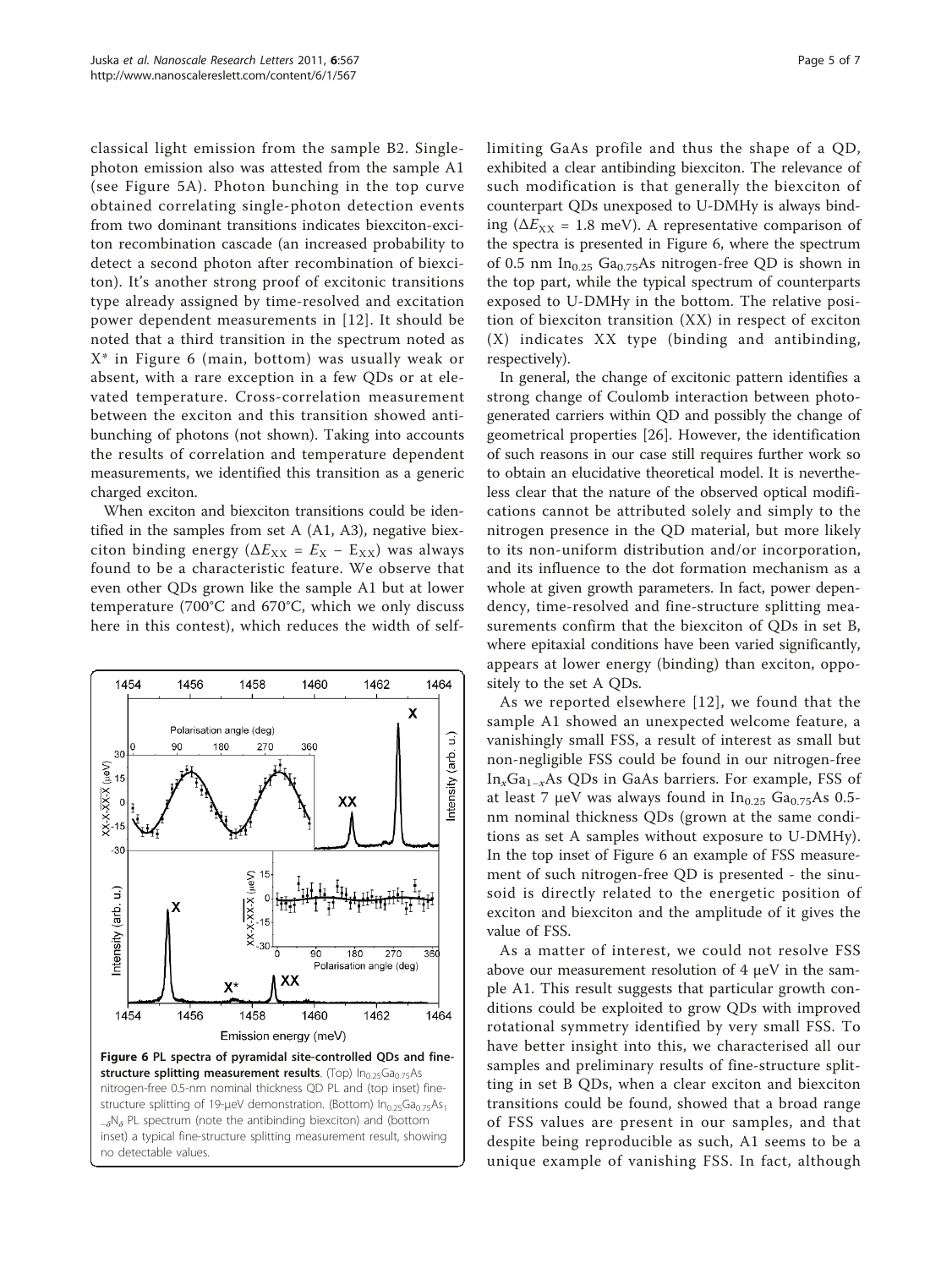classical light emission from the sample B2. Single-photon emission also was attested from the sample A1 (see Figure 5A). Photon bunching in the top curve obtained correlating single-photon detection events from two dominant transitions indicates biexciton-exciton recombination cascade (an increased probability to detect a second photon after recombination of biexciton). It's another strong proof of excitonic transitions type already assigned by time-resolved and excitation power dependent measurements in [12]. It should be noted that a third transition in the spectrum noted as X* in Figure 6 (main, bottom) was usually weak or absent, with a rare exception in a few QDs or at elevated temperature. Cross-correlation measurement between the exciton and this transition showed antibunching of photons (not shown). Taking into accounts the results of correlation and temperature dependent measurements, we identified this transition as a generic charged exciton.

When exciton and biexciton transitions could be identified in the samples from set A (A1, A3), negative biexciton binding energy ($\Delta E_{XX} = E_X - E_{XX}$) was always found to be a characteristic feature. We observe that even other QDs grown like the sample A1 but at lower temperature (700°C and 670°C, which we only discuss here in this contest), which reduces the width of self-limiting GaAs profile and thus the shape of a QD, exhibited a clear antibinding biexciton. The relevance of such modification is that generally the biexciton of counterpart QDs unexposed to U-DMHy is always binding ($\Delta E_{XX}$ = 1.8 meV). A representative comparison of the spectra is presented in Figure 6, where the spectrum of 0.5 nm $In_{0.25}Ga_{0.75}As$ nitrogen-free QD is shown in the top part, while the typical spectrum of counterparts exposed to U-DMHy in the bottom. The relative position of biexciton transition (XX) in respect of exciton (X) indicates XX type (binding and antibinding, respectively).

In general, the change of excitonic pattern identifies a strong change of Coulomb interaction between photogenerated carriers within QD and possibly the change of geometrical properties [26]. However, the identification of such reasons in our case still requires further work so to obtain an elucidative theoretical model. It is nevertheless clear that the nature of the observed optical modifications cannot be attributed solely and simply to the nitrogen presence in the QD material, but more likely to its non-uniform distribution and/or incorporation, and its influence to the dot formation mechanism as a whole at given growth parameters. In fact, power dependency, time-resolved and fine-structure splitting measurements confirm that the biexciton of QDs in set B, where epitaxial conditions have been varied significantly, appears at lower energy (binding) than exciton, oppositely to the set A QDs.

As we reported elsewhere [12], we found that the sample A1 showed an unexpected welcome feature, a vanishingly small FSS, a result of interest as small but non-negligible FSS could be found in our nitrogen-free $In_xGa_{1-x}As$ QDs in GaAs barriers. For example, FSS of at least 7 μeV was always found in $In_{0.25}Ga_{0.75}As$ 0.5-nm nominal thickness QDs (grown at the same conditions as set A samples without exposure to U-DMHy). In the top inset of Figure 6 an example of FSS measurement of such nitrogen-free QD is presented - the sinusoid is directly related to the energetic position of exciton and biexciton and the amplitude of it gives the value of FSS.

As a matter of interest, we could not resolve FSS above our measurement resolution of 4 μeV in the sample A1. This result suggests that particular growth conditions could be exploited to grow QDs with improved rotational symmetry identified by very small FSS. To have better insight into this, we characterised all our samples and preliminary results of fine-structure splitting in set B QDs, when a clear exciton and biexciton transitions could be found, showed that a broad range of FSS values are present in our samples, and that despite being reproducible as such, A1 seems to be a unique example of vanishing FSS. In fact, although

**Figure 6 PL spectra of pyramidal site-controlled QDs and fine-structure splitting measurement results**. (Top) $In_{0.25}Ga_{0.75}As$ nitrogen-free 0.5-nm nominal thickness QD PL and (top inset) fine-structure splitting of 19-μeV demonstration. (Bottom) $In_{0.25}Ga_{0.75}As_{1-\delta}N_\delta$ PL spectrum (note the antibinding biexciton) and (bottom inset) a typical fine-structure splitting measurement result, showing no detectable values.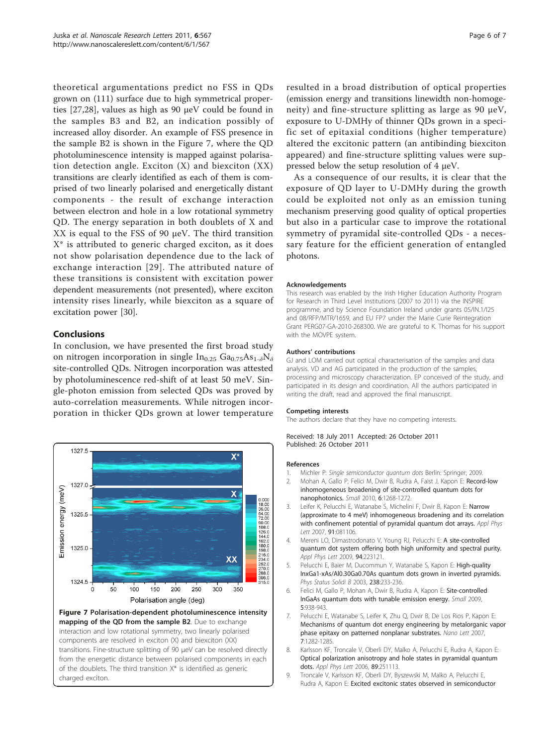theoretical argumentations predict no FSS in QDs grown on (111) surface due to high symmetrical properties [27,28], values as high as 90 μeV could be found in the samples B3 and B2, an indication possibly of increased alloy disorder. An example of FSS presence in the sample B2 is shown in the Figure 7, where the QD photoluminescence intensity is mapped against polarisation detection angle. Exciton (X) and biexciton (XX) transitions are clearly identified as each of them is comprised of two linearly polarised and energetically distant components - the result of exchange interaction between electron and hole in a low rotational symmetry QD. The energy separation in both doublets of X and XX is equal to the FSS of 90 μeV. The third transition X* is attributed to generic charged exciton, as it does not show polarisation dependence due to the lack of exchange interaction [29]. The attributed nature of these transitions is consistent with excitation power dependent measurements (not presented), where exciton intensity rises linearly, while biexciton as a square of excitation power [30].

## Conclusions

In conclusion, we have presented the first broad study on nitrogen incorporation in single $In_{0.25}Ga_{0.75}As_{1-\delta}N_{\delta}$ site-controlled QDs. Nitrogen incorporation was attested by photoluminescence red-shift of at least 50 meV. Single-photon emission from selected QDs was proved by auto-correlation measurements. While nitrogen incorporation in thicker QDs grown at lower temperature resulted in a broad distribution of optical properties (emission energy and transitions linewidth non-homogeneity) and fine-structure splitting as large as 90 μeV, exposure to U-DMHy of thinner QDs grown in a specific set of epitaxial conditions (higher temperature) altered the excitonic pattern (an antibinding biexciton appeared) and fine-structure splitting values were suppressed below the setup resolution of 4 μeV.

As a consequence of our results, it is clear that the exposure of QD layer to U-DMHy during the growth could be exploited not only as an emission tuning mechanism preserving good quality of optical properties but also in a particular case to improve the rotational symmetry of pyramidal site-controlled QDs - a necessary feature for the efficient generation of entangled photons.

**Figure 7 Polarisation-dependent photoluminescence intensity mapping of the QD from the sample B2**. Due to exchange interaction and low rotational symmetry, two linearly polarised components are resolved in exciton (X) and biexciton (XX) transitions. Fine-structure splitting of 90 μeV can be resolved directly from the energetic distance between polarised components in each of the doublets. The third transition X* is identified as generic charged exciton.

### Acknowledgements

This research was enabled by the Irish Higher Education Authority Program for Research in Third Level Institutions (2007 to 2011) via the INSPIRE programme, and by Science Foundation Ireland under grants 05/IN.1/I25 and 08/RFP/MTR/1659, and EU FP7 under the Marie Curie Reintegration Grant PERG07-GA-2010-268300. We are grateful to K. Thomas for his support with the MOVPE system.

### Authors' contributions

GJ and LOM carried out optical characterisation of the samples and data analysis. VD and AG participated in the production of the samples, processing and microscopy characterization. EP conceived of the study, and participated in its design and coordination. All the authors participated in writing the draft, read and approved the final manuscript.

### Competing interests

The authors declare that they have no competing interests.

Received: 18 July 2011 Accepted: 26 October 2011
Published: 26 October 2011

### References

1. Michler P: *Single semiconductor quantum dots* Berlin: Springer; 2009.
2. Mohan A, Gallo P, Felici M, Dwir B, Rudra A, Faist J, Kapon E: **Record-low inhomogeneous broadening of site-controlled quantum dots for nanophotonics.** *Small* 2010, **6**:1268-1272.
3. Leifer K, Pelucchi E, Watanabe S, Michelini F, Dwir B, Kapon E: **Narrow (approximate to 4 meV) inhomogeneous broadening and its correlation with confinement potential of pyramidal quantum dot arrays.** *Appl Phys Lett* 2007, **91**:081106.
4. Mereni LO, Dimastrodonato V, Young RJ, Pelucchi E: **A site-controlled quantum dot system offering both high uniformity and spectral purity.** *Appl Phys Lett* 2009, **94**:223121.
5. Pelucchi E, Baier M, Ducommun Y, Watanabe S, Kapon E: **High-quality InxGa1-xAs/Al0.30Ga0.70As quantum dots grown in inverted pyramids.** *Phys Status Solidi B* 2003, **238**:233-236.
6. Felici M, Gallo P, Mohan A, Dwir B, Rudra A, Kapon E: **Site-controlled InGaAs quantum dots with tunable emission energy.** *Small* 2009, **5**:938-943.
7. Pelucchi E, Watanabe S, Leifer K, Zhu Q, Dwir B, De Los Rios P, Kapon E: **Mechanisms of quantum dot energy engineering by metalorganic vapor phase epitaxy on patterned nonplanar substrates.** *Nano Lett* 2007, **7**:1282-1285.
8. Karlsson KF, Troncale V, Oberli DY, Malko A, Pelucchi E, Rudra A, Kapon E: **Optical polarization anisotropy and hole states in pyramidal quantum dots.** *Appl Phys Lett* 2006, **89**:251113.
9. Troncale V, Karlsson KF, Oberli DY, Byszewski M, Malko A, Pelucchi E, Rudra A, Kapon E: **Excited excitonic states observed in semiconductor**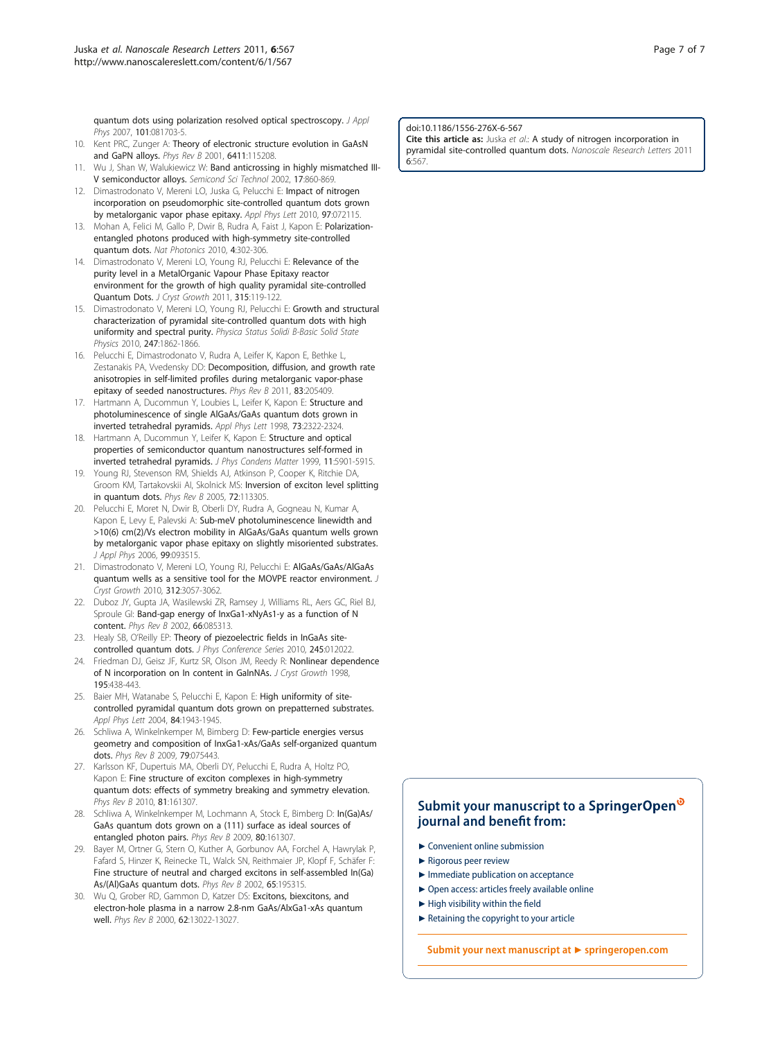quantum dots using polarization resolved optical spectroscopy. *J Appl Phys* 2007, **101**:081703-5.

10. Kent PRC, Zunger A: Theory of electronic structure evolution in GaAsN and GaPN alloys. *Phys Rev B* 2001, **6411**:115208.
11. Wu J, Shan W, Walukiewicz W: Band anticrossing in highly mismatched III-V semiconductor alloys. *Semicond Sci Technol* 2002, **17**:860-869.
12. Dimastrodonato V, Mereni LO, Juska G, Pelucchi E: Impact of nitrogen incorporation on pseudomorphic site-controlled quantum dots grown by metalorganic vapor phase epitaxy. *Appl Phys Lett* 2010, **97**:072115.
13. Mohan A, Felici M, Gallo P, Dwir B, Rudra A, Faist J, Kapon E: Polarization-entangled photons produced with high-symmetry site-controlled quantum dots. *Nat Photonics* 2010, **4**:302-306.
14. Dimastrodonato V, Mereni LO, Young RJ, Pelucchi E: Relevance of the purity level in a MetalOrganic Vapour Phase Epitaxy reactor environment for the growth of high quality pyramidal site-controlled Quantum Dots. *J Cryst Growth* 2011, **315**:119-122.
15. Dimastrodonato V, Mereni LO, Young RJ, Pelucchi E: Growth and structural characterization of pyramidal site-controlled quantum dots with high uniformity and spectral purity. *Physica Status Solidi B-Basic Solid State Physics* 2010, **247**:1862-1866.
16. Pelucchi E, Dimastrodonato V, Rudra A, Leifer K, Kapon E, Bethke L, Zestanakis PA, Vvedensky DD: Decomposition, diffusion, and growth rate anisotropies in self-limited profiles during metalorganic vapor-phase epitaxy of seeded nanostructures. *Phys Rev B* 2011, **83**:205409.
17. Hartmann A, Ducommun Y, Loubies L, Leifer K, Kapon E: Structure and photoluminescence of single AlGaAs/GaAs quantum dots grown in inverted tetrahedral pyramids. *Appl Phys Lett* 1998, **73**:2322-2324.
18. Hartmann A, Ducommun Y, Leifer K, Kapon E: Structure and optical properties of semiconductor quantum nanostructures self-formed in inverted tetrahedral pyramids. *J Phys Condens Matter* 1999, **11**:5901-5915.
19. Young RJ, Stevenson RM, Shields AJ, Atkinson P, Cooper K, Ritchie DA, Groom KM, Tartakovskii AI, Skolnick MS: Inversion of exciton level splitting in quantum dots. *Phys Rev B* 2005, **72**:113305.
20. Pelucchi E, Moret N, Dwir B, Oberli DY, Rudra A, Gogneau N, Kumar A, Kapon E, Levy E, Palevski A: Sub-meV photoluminescence linewidth and >10(6) cm(2)/Vs electron mobility in AlGaAs/GaAs quantum wells grown by metalorganic vapor phase epitaxy on slightly misoriented substrates. *J Appl Phys* 2006, **99**:093515.
21. Dimastrodonato V, Mereni LO, Young RJ, Pelucchi E: AlGaAs/GaAs/AlGaAs quantum wells as a sensitive tool for the MOVPE reactor environment. *J Cryst Growth* 2010, **312**:3057-3062.
22. Duboz JY, Gupta JA, Wasilewski ZR, Ramsey J, Williams RL, Aers GC, Riel BJ, Sproule GI: Band-gap energy of InxGa1-xNyAs1-y as a function of N content. *Phys Rev B* 2002, **66**:085313.
23. Healy SB, O'Reilly EP: Theory of piezoelectric fields in InGaAs site-controlled quantum dots. *J Phys Conference Series* 2010, **245**:012022.
24. Friedman DJ, Geisz JF, Kurtz SR, Olson JM, Reedy R: Nonlinear dependence of N incorporation on In content in GaInNAs. *J Cryst Growth* 1998, **195**:438-443.
25. Baier MH, Watanabe S, Pelucchi E, Kapon E: High uniformity of site-controlled pyramidal quantum dots grown on prepatterned substrates. *Appl Phys Lett* 2004, **84**:1943-1945.
26. Schliwa A, Winkelnkemper M, Bimberg D: Few-particle energies versus geometry and composition of InxGa1-xAs/GaAs self-organized quantum dots. *Phys Rev B* 2009, **79**:075443.
27. Karlsson KF, Dupertuis MA, Oberli DY, Pelucchi E, Rudra A, Holtz PO, Kapon E: Fine structure of exciton complexes in high-symmetry quantum dots: effects of symmetry breaking and symmetry elevation. *Phys Rev B* 2010, **81**:161307.
28. Schliwa A, Winkelnkemper M, Lochmann A, Stock E, Bimberg D: In(Ga)As/GaAs quantum dots grown on a (111) surface as ideal sources of entangled photon pairs. *Phys Rev B* 2009, **80**:161307.
29. Bayer M, Ortner G, Stern O, Kuther A, Gorbunov AA, Forchel A, Hawrylak P, Fafard S, Hinzer K, Reinecke TL, Walck SN, Reithmaier JP, Klopf F, Schäfer F: Fine structure of neutral and charged excitons in self-assembled In(Ga)As/(Al)GaAs quantum dots. *Phys Rev B* 2002, **65**:195315.
30. Wu Q, Grober RD, Gammon D, Katzer DS: Excitons, biexcitons, and electron-hole plasma in a narrow 2.8-nm GaAs/AlxGa1-xAs quantum well. *Phys Rev B* 2000, **62**:13022-13027.

doi:10.1186/1556-276X-6-567

**Cite this article as:** Juska *et al.*: A study of nitrogen incorporation in pyramidal site-controlled quantum dots. *Nanoscale Research Letters* 2011 **6**:567.

**Submit your manuscript to a SpringerOpen journal and benefit from:**

- ► Convenient online submission
- ► Rigorous peer review
- ► Immediate publication on acceptance
- ► Open access: articles freely available online
- ► High visibility within the field
- ► Retaining the copyright to your article

**Submit your next manuscript at ► springeropen.com**